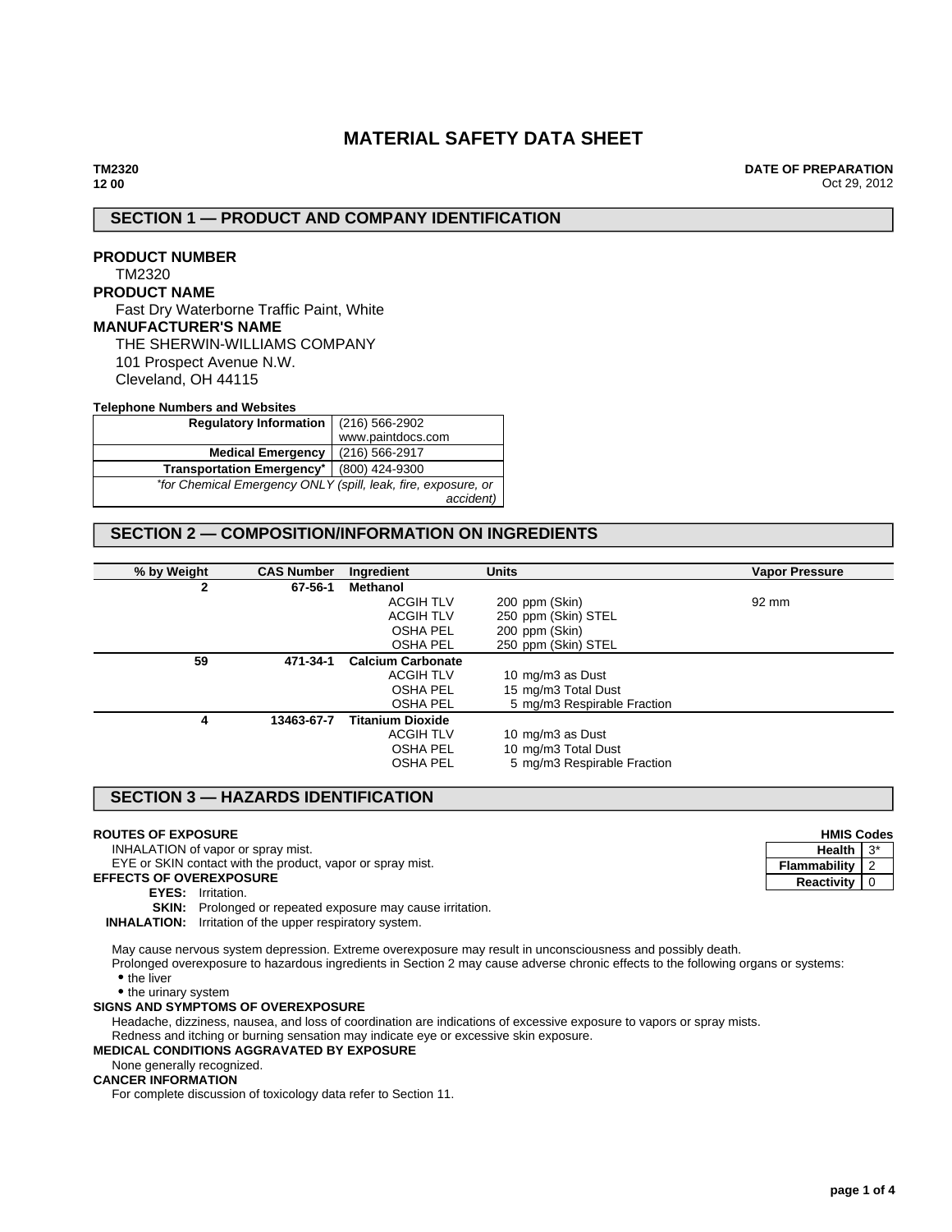# MATERIAL SAFETY DATA SHEET

**TM2320**
**12 00**

**DATE OF PREPARATION**
Oct 29, 2012

## SECTION 1 — PRODUCT AND COMPANY IDENTIFICATION

**PRODUCT NUMBER**
TM2320

**PRODUCT NAME**
Fast Dry Waterborne Traffic Paint, White

**MANUFACTURER'S NAME**
THE SHERWIN-WILLIAMS COMPANY
101 Prospect Avenue N.W.
Cleveland, OH 44115

**Telephone Numbers and Websites**

| | |
|---|---|
| **Regulatory Information** | (216) 566-2902<br>www.paintdocs.com |
| **Medical Emergency** | (216) 566-2917 |
| **Transportation Emergency*** | (800) 424-9300 |
| *for Chemical Emergency ONLY (spill, leak, fire, exposure, or accident) | |

## SECTION 2 — COMPOSITION/INFORMATION ON INGREDIENTS

| % by Weight | CAS Number | Ingredient | Units | Vapor Pressure |
|---|---|---|---|---|
| 2 | 67-56-1 | **Methanol** | | |
| | | ACGIH TLV | 200 ppm (Skin) | 92 mm |
| | | ACGIH TLV | 250 ppm (Skin) STEL | |
| | | OSHA PEL | 200 ppm (Skin) | |
| | | OSHA PEL | 250 ppm (Skin) STEL | |
| 59 | 471-34-1 | **Calcium Carbonate** | | |
| | | ACGIH TLV | 10 mg/m3 as Dust | |
| | | OSHA PEL | 15 mg/m3 Total Dust | |
| | | OSHA PEL | 5 mg/m3 Respirable Fraction | |
| 4 | 13463-67-7 | **Titanium Dioxide** | | |
| | | ACGIH TLV | 10 mg/m3 as Dust | |
| | | OSHA PEL | 10 mg/m3 Total Dust | |
| | | OSHA PEL | 5 mg/m3 Respirable Fraction | |

## SECTION 3 — HAZARDS IDENTIFICATION

**HMIS Codes**

| | |
|---|---|
| **Health** | 3* |
| **Flammability** | 2 |
| **Reactivity** | 0 |

**ROUTES OF EXPOSURE**
INHALATION of vapor or spray mist.
EYE or SKIN contact with the product, vapor or spray mist.

**EFFECTS OF OVEREXPOSURE**
**EYES:** Irritation.
**SKIN:** Prolonged or repeated exposure may cause irritation.
**INHALATION:** Irritation of the upper respiratory system.

May cause nervous system depression. Extreme overexposure may result in unconsciousness and possibly death.
Prolonged overexposure to hazardous ingredients in Section 2 may cause adverse chronic effects to the following organs or systems:
- the liver
- the urinary system

**SIGNS AND SYMPTOMS OF OVEREXPOSURE**
Headache, dizziness, nausea, and loss of coordination are indications of excessive exposure to vapors or spray mists.
Redness and itching or burning sensation may indicate eye or excessive skin exposure.

**MEDICAL CONDITIONS AGGRAVATED BY EXPOSURE**
None generally recognized.

**CANCER INFORMATION**
For complete discussion of toxicology data refer to Section 11.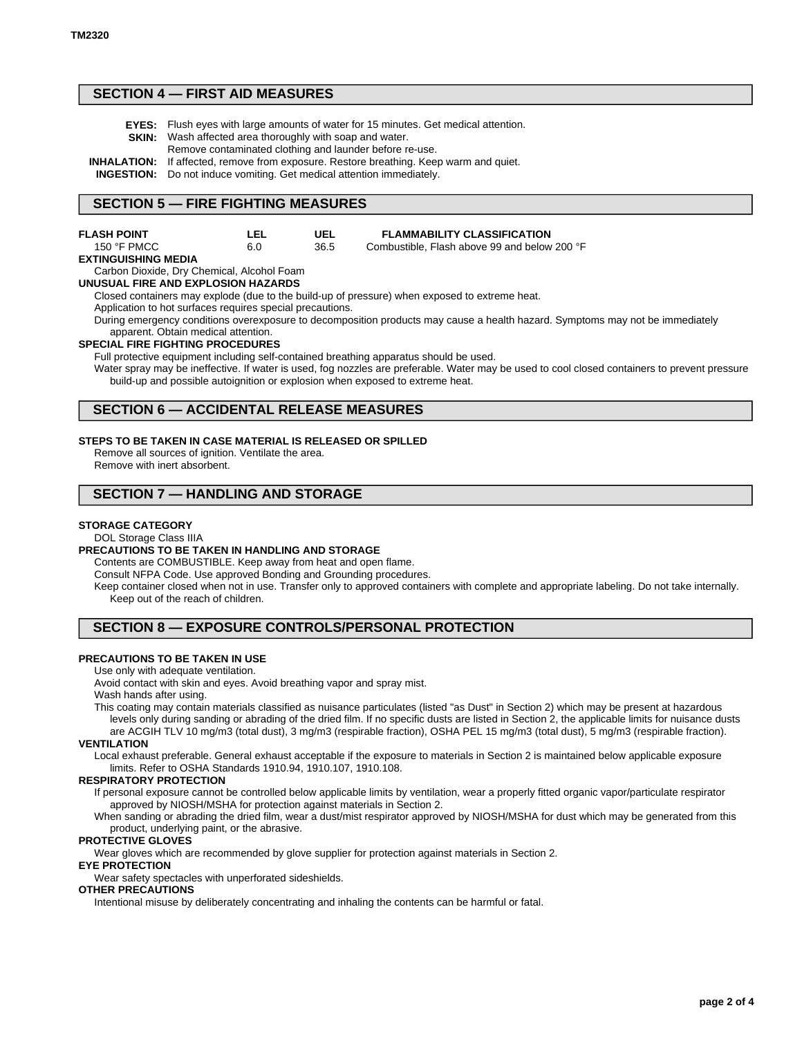## SECTION 4 — FIRST AID MEASURES

**EYES:** Flush eyes with large amounts of water for 15 minutes. Get medical attention.
**SKIN:** Wash affected area thoroughly with soap and water.
Remove contaminated clothing and launder before re-use.
**INHALATION:** If affected, remove from exposure. Restore breathing. Keep warm and quiet.
**INGESTION:** Do not induce vomiting. Get medical attention immediately.

## SECTION 5 — FIRE FIGHTING MEASURES

| FLASH POINT | LEL | UEL | FLAMMABILITY CLASSIFICATION |
|---|---|---|---|
| 150 °F PMCC | 6.0 | 36.5 | Combustible, Flash above 99 and below 200 °F |

**EXTINGUISHING MEDIA**
Carbon Dioxide, Dry Chemical, Alcohol Foam

**UNUSUAL FIRE AND EXPLOSION HAZARDS**
Closed containers may explode (due to the build-up of pressure) when exposed to extreme heat.
Application to hot surfaces requires special precautions.
During emergency conditions overexposure to decomposition products may cause a health hazard. Symptoms may not be immediately apparent. Obtain medical attention.

**SPECIAL FIRE FIGHTING PROCEDURES**
Full protective equipment including self-contained breathing apparatus should be used.
Water spray may be ineffective. If water is used, fog nozzles are preferable. Water may be used to cool closed containers to prevent pressure build-up and possible autoignition or explosion when exposed to extreme heat.

## SECTION 6 — ACCIDENTAL RELEASE MEASURES

**STEPS TO BE TAKEN IN CASE MATERIAL IS RELEASED OR SPILLED**
Remove all sources of ignition. Ventilate the area.
Remove with inert absorbent.

## SECTION 7 — HANDLING AND STORAGE

**STORAGE CATEGORY**
DOL Storage Class IIIA

**PRECAUTIONS TO BE TAKEN IN HANDLING AND STORAGE**
Contents are COMBUSTIBLE. Keep away from heat and open flame.
Consult NFPA Code. Use approved Bonding and Grounding procedures.
Keep container closed when not in use. Transfer only to approved containers with complete and appropriate labeling. Do not take internally. Keep out of the reach of children.

## SECTION 8 — EXPOSURE CONTROLS/PERSONAL PROTECTION

**PRECAUTIONS TO BE TAKEN IN USE**
Use only with adequate ventilation.
Avoid contact with skin and eyes. Avoid breathing vapor and spray mist.
Wash hands after using.
This coating may contain materials classified as nuisance particulates (listed "as Dust" in Section 2) which may be present at hazardous levels only during sanding or abrading of the dried film. If no specific dusts are listed in Section 2, the applicable limits for nuisance dusts are ACGIH TLV 10 mg/m3 (total dust), 3 mg/m3 (respirable fraction), OSHA PEL 15 mg/m3 (total dust), 5 mg/m3 (respirable fraction).

**VENTILATION**
Local exhaust preferable. General exhaust acceptable if the exposure to materials in Section 2 is maintained below applicable exposure limits. Refer to OSHA Standards 1910.94, 1910.107, 1910.108.

**RESPIRATORY PROTECTION**
If personal exposure cannot be controlled below applicable limits by ventilation, wear a properly fitted organic vapor/particulate respirator approved by NIOSH/MSHA for protection against materials in Section 2.
When sanding or abrading the dried film, wear a dust/mist respirator approved by NIOSH/MSHA for dust which may be generated from this product, underlying paint, or the abrasive.

**PROTECTIVE GLOVES**
Wear gloves which are recommended by glove supplier for protection against materials in Section 2.

**EYE PROTECTION**
Wear safety spectacles with unperforated sideshields.

**OTHER PRECAUTIONS**
Intentional misuse by deliberately concentrating and inhaling the contents can be harmful or fatal.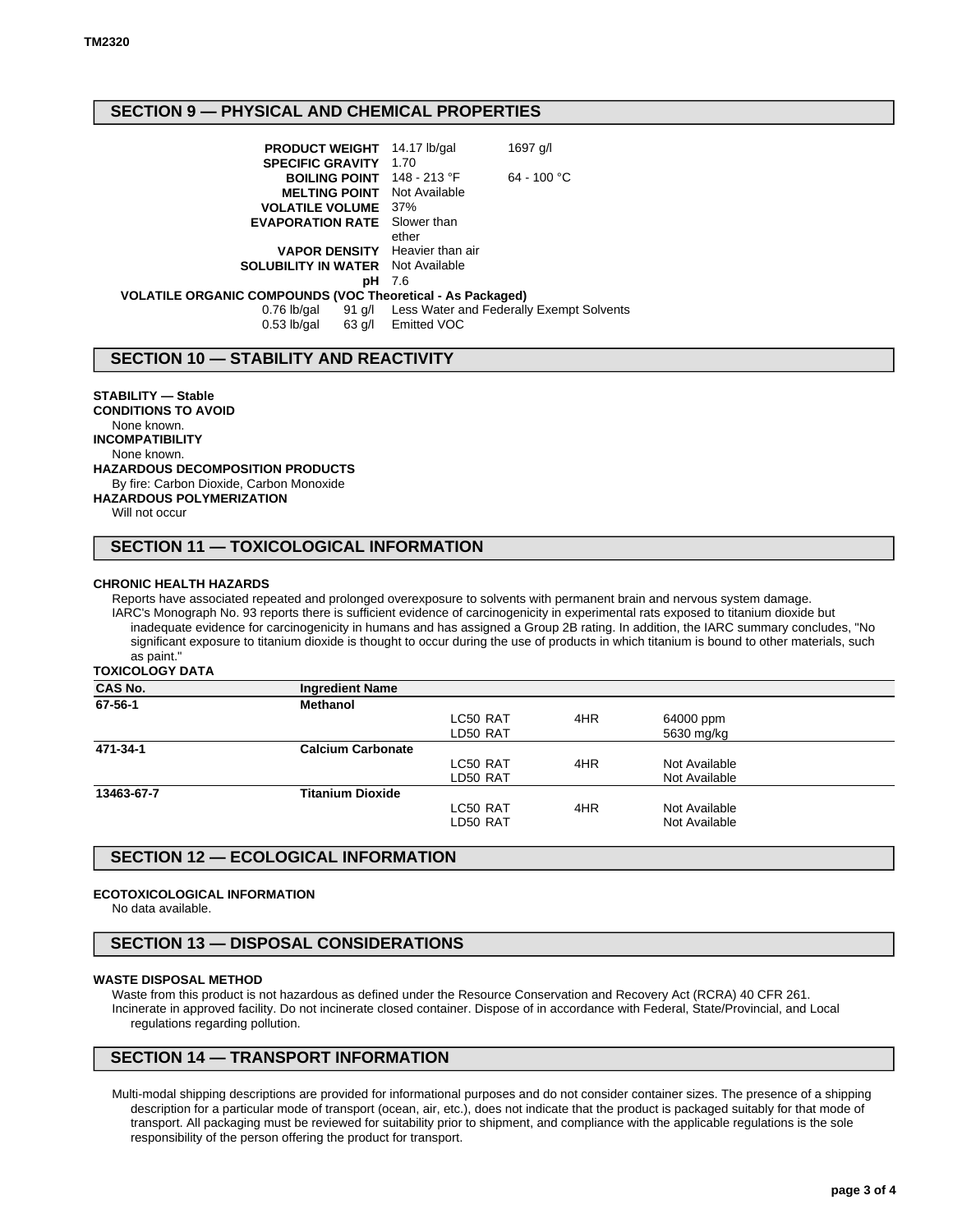TM2320

## SECTION 9 — PHYSICAL AND CHEMICAL PROPERTIES

| | | |
|---|---|---|
| **PRODUCT WEIGHT** | 14.17 lb/gal | 1697 g/l |
| **SPECIFIC GRAVITY** | 1.70 | |
| **BOILING POINT** | 148 - 213 °F | 64 - 100 °C |
| **MELTING POINT** | Not Available | |
| **VOLATILE VOLUME** | 37% | |
| **EVAPORATION RATE** | Slower than ether | |
| **VAPOR DENSITY** | Heavier than air | |
| **SOLUBILITY IN WATER** | Not Available | |
| **pH** | 7.6 | |

**VOLATILE ORGANIC COMPOUNDS (VOC Theoretical - As Packaged)**

| | | |
|---|---|---|
| 0.76 lb/gal | 91 g/l | Less Water and Federally Exempt Solvents |
| 0.53 lb/gal | 63 g/l | Emitted VOC |

## SECTION 10 — STABILITY AND REACTIVITY

**STABILITY — Stable**

**CONDITIONS TO AVOID**
None known.

**INCOMPATIBILITY**
None known.

**HAZARDOUS DECOMPOSITION PRODUCTS**
By fire: Carbon Dioxide, Carbon Monoxide

**HAZARDOUS POLYMERIZATION**
Will not occur

## SECTION 11 — TOXICOLOGICAL INFORMATION

**CHRONIC HEALTH HAZARDS**

Reports have associated repeated and prolonged overexposure to solvents with permanent brain and nervous system damage.

IARC's Monograph No. 93 reports there is sufficient evidence of carcinogenicity in experimental rats exposed to titanium dioxide but inadequate evidence for carcinogenicity in humans and has assigned a Group 2B rating. In addition, the IARC summary concludes, "No significant exposure to titanium dioxide is thought to occur during the use of products in which titanium is bound to other materials, such as paint."

**TOXICOLOGY DATA**

| CAS No. | Ingredient Name | | | |
|---|---|---|---|---|
| **67-56-1** | **Methanol** | | | |
| | | LC50 RAT | 4HR | 64000 ppm |
| | | LD50 RAT | | 5630 mg/kg |
| **471-34-1** | **Calcium Carbonate** | | | |
| | | LC50 RAT | 4HR | Not Available |
| | | LD50 RAT | | Not Available |
| **13463-67-7** | **Titanium Dioxide** | | | |
| | | LC50 RAT | 4HR | Not Available |
| | | LD50 RAT | | Not Available |

## SECTION 12 — ECOLOGICAL INFORMATION

**ECOTOXICOLOGICAL INFORMATION**
No data available.

## SECTION 13 — DISPOSAL CONSIDERATIONS

**WASTE DISPOSAL METHOD**

Waste from this product is not hazardous as defined under the Resource Conservation and Recovery Act (RCRA) 40 CFR 261.

Incinerate in approved facility. Do not incinerate closed container. Dispose of in accordance with Federal, State/Provincial, and Local regulations regarding pollution.

## SECTION 14 — TRANSPORT INFORMATION

Multi-modal shipping descriptions are provided for informational purposes and do not consider container sizes. The presence of a shipping description for a particular mode of transport (ocean, air, etc.), does not indicate that the product is packaged suitably for that mode of transport. All packaging must be reviewed for suitability prior to shipment, and compliance with the applicable regulations is the sole responsibility of the person offering the product for transport.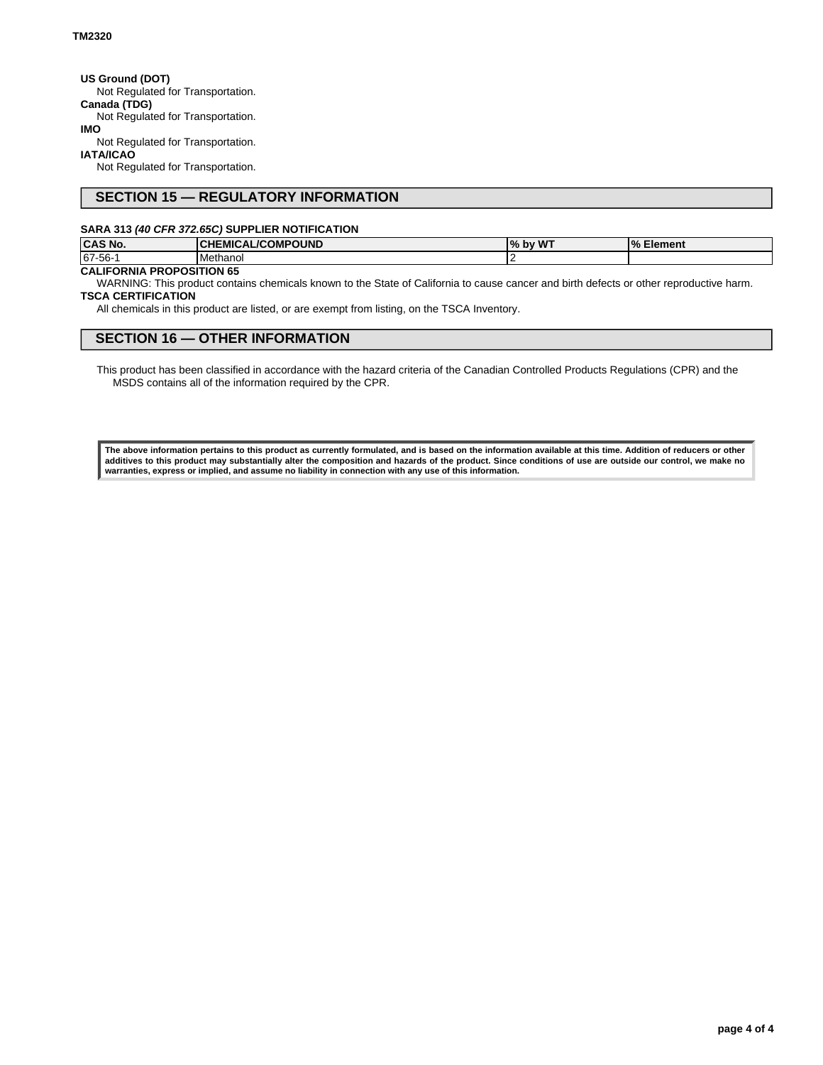**US Ground (DOT)**

Not Regulated for Transportation.

**Canada (TDG)**

Not Regulated for Transportation.

**IMO**

Not Regulated for Transportation.

**IATA/ICAO**

Not Regulated for Transportation.

## SECTION 15 — REGULATORY INFORMATION

**SARA 313 *(40 CFR 372.65C)* SUPPLIER NOTIFICATION**

| CAS No. | CHEMICAL/COMPOUND | % by WT | % Element |
|---|---|---|---|
| 67-56-1 | Methanol | 2 | |

**CALIFORNIA PROPOSITION 65**

WARNING: This product contains chemicals known to the State of California to cause cancer and birth defects or other reproductive harm.

**TSCA CERTIFICATION**

All chemicals in this product are listed, or are exempt from listing, on the TSCA Inventory.

## SECTION 16 — OTHER INFORMATION

This product has been classified in accordance with the hazard criteria of the Canadian Controlled Products Regulations (CPR) and the MSDS contains all of the information required by the CPR.

**The above information pertains to this product as currently formulated, and is based on the information available at this time. Addition of reducers or other additives to this product may substantially alter the composition and hazards of the product. Since conditions of use are outside our control, we make no warranties, express or implied, and assume no liability in connection with any use of this information.**